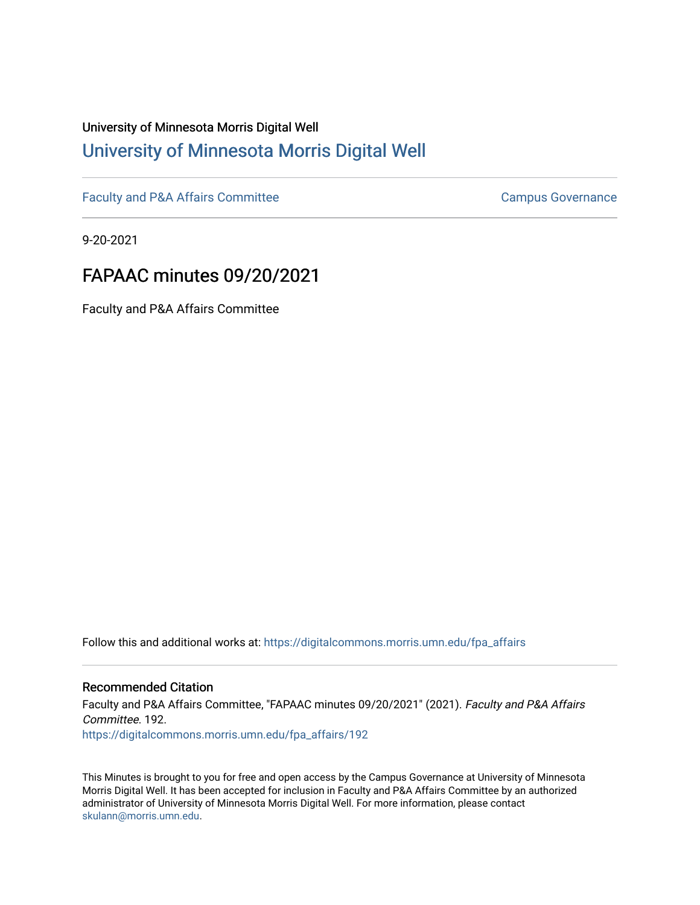University of Minnesota Morris Digital Well

# University of Minnesota Morris Digital Well

Faculty and P&A Affairs Committee | Campus Governance

9-20-2021

## FAPAAC minutes 09/20/2021

Faculty and P&A Affairs Committee

Follow this and additional works at: https://digitalcommons.morris.umn.edu/fpa_affairs

### Recommended Citation

Faculty and P&A Affairs Committee, "FAPAAC minutes 09/20/2021" (2021). *Faculty and P&A Affairs Committee*. 192.
https://digitalcommons.morris.umn.edu/fpa_affairs/192

This Minutes is brought to you for free and open access by the Campus Governance at University of Minnesota Morris Digital Well. It has been accepted for inclusion in Faculty and P&A Affairs Committee by an authorized administrator of University of Minnesota Morris Digital Well. For more information, please contact skulann@morris.umn.edu.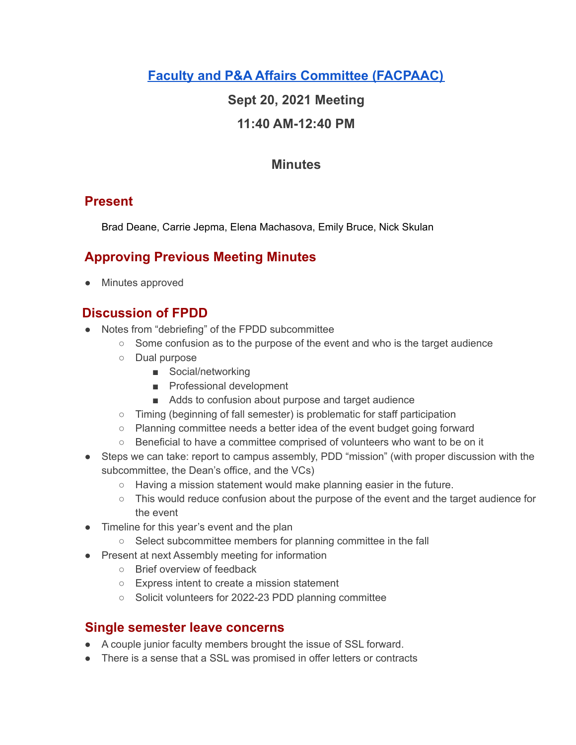# [Faculty and P&A Affairs Committee (FACPAAC)](#)

## Sept 20, 2021 Meeting

## 11:40 AM-12:40 PM

## Minutes

## Present

Brad Deane, Carrie Jepma, Elena Machasova, Emily Bruce, Nick Skulan

## Approving Previous Meeting Minutes

- Minutes approved

## Discussion of FPDD

- Notes from "debriefing" of the FPDD subcommittee
  - Some confusion as to the purpose of the event and who is the target audience
  - Dual purpose
    - Social/networking
    - Professional development
    - Adds to confusion about purpose and target audience
  - Timing (beginning of fall semester) is problematic for staff participation
  - Planning committee needs a better idea of the event budget going forward
  - Beneficial to have a committee comprised of volunteers who want to be on it
- Steps we can take: report to campus assembly, PDD "mission" (with proper discussion with the subcommittee, the Dean's office, and the VCs)
  - Having a mission statement would make planning easier in the future.
  - This would reduce confusion about the purpose of the event and the target audience for the event
- Timeline for this year's event and the plan
  - Select subcommittee members for planning committee in the fall
- Present at next Assembly meeting for information
  - Brief overview of feedback
  - Express intent to create a mission statement
  - Solicit volunteers for 2022-23 PDD planning committee

## Single semester leave concerns

- A couple junior faculty members brought the issue of SSL forward.
- There is a sense that a SSL was promised in offer letters or contracts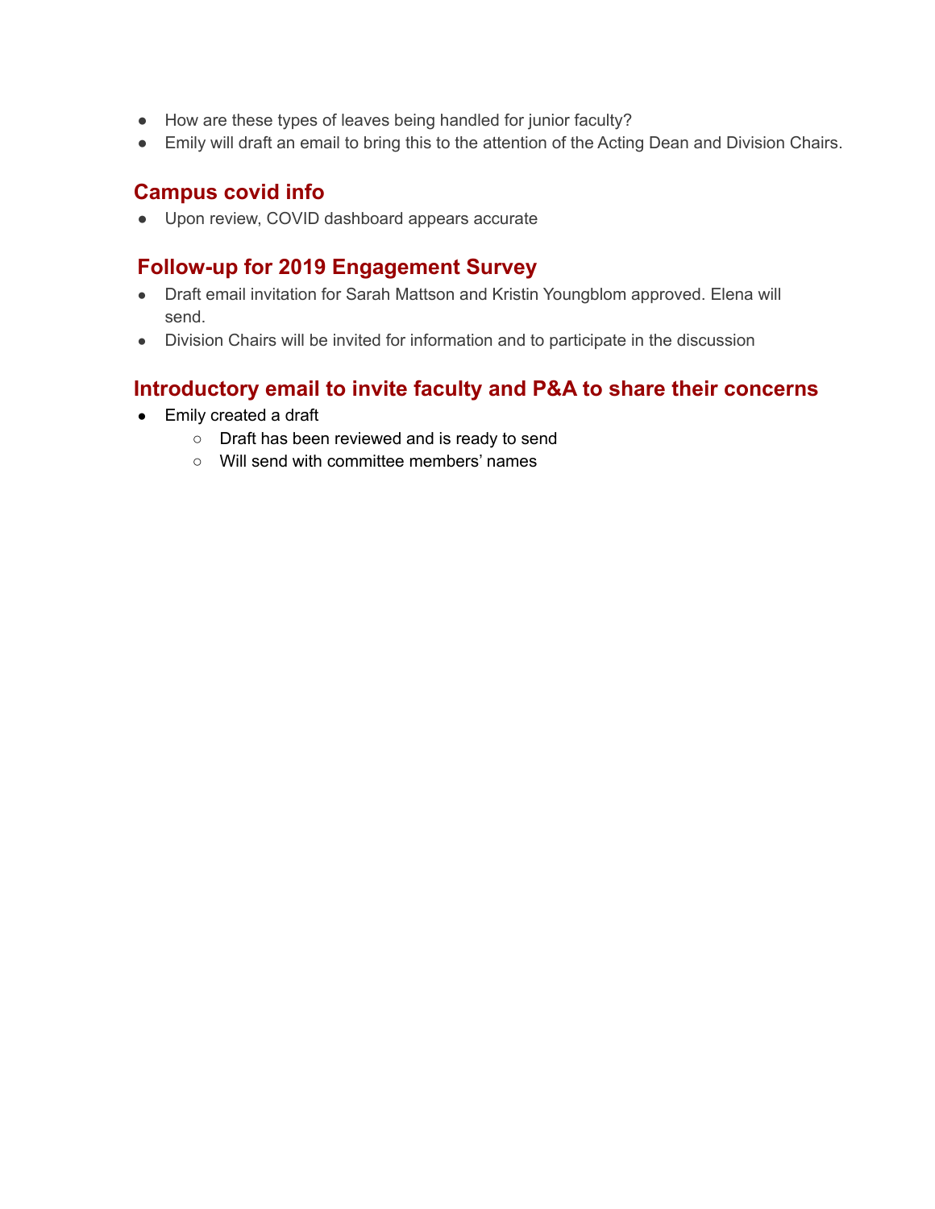- How are these types of leaves being handled for junior faculty?
- Emily will draft an email to bring this to the attention of the Acting Dean and Division Chairs.

## Campus covid info

- Upon review, COVID dashboard appears accurate

## Follow-up for 2019 Engagement Survey

- Draft email invitation for Sarah Mattson and Kristin Youngblom approved. Elena will send.
- Division Chairs will be invited for information and to participate in the discussion

## Introductory email to invite faculty and P&A to share their concerns

- Emily created a draft
  - Draft has been reviewed and is ready to send
  - Will send with committee members' names